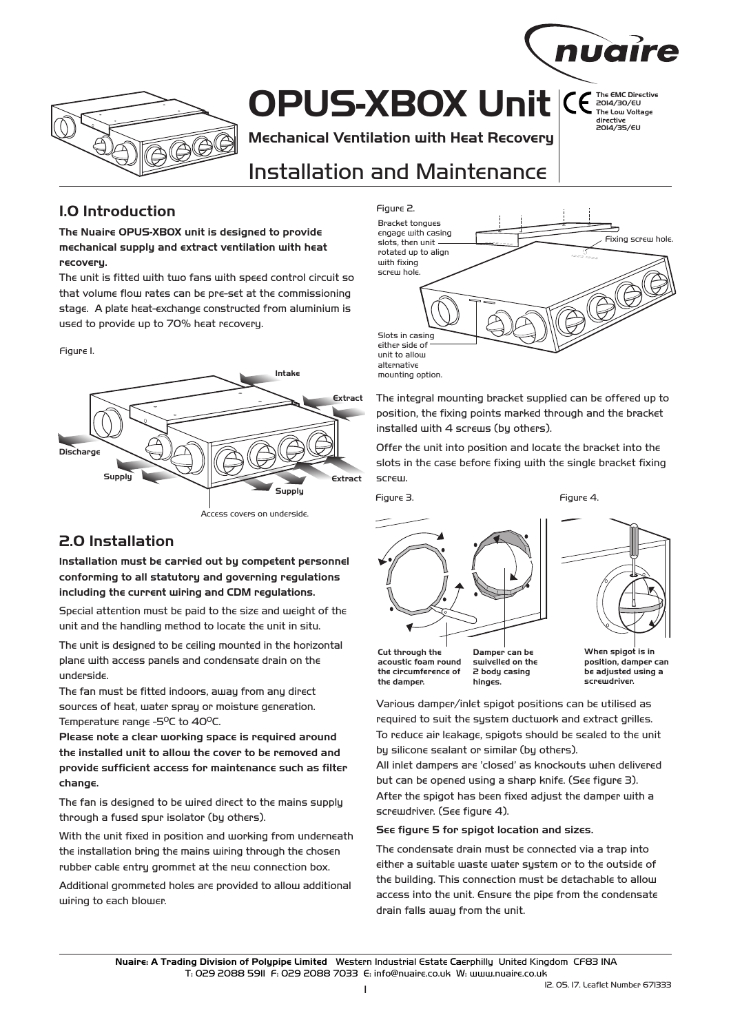# OPUS-XBOX Unit

**Mechanical Ventilation with Heat Recovery**

The EMC Directive 2014/30/EU
The Low Voltage directive 2014/35/EU

## Installation and Maintenance

## 1.0 Introduction

**The Nuaire OPUS-XBOX unit is designed to provide mechanical supply and extract ventilation with heat recovery.**

The unit is fitted with two fans with speed control circuit so that volume flow rates can be pre-set at the commissioning stage. A plate heat-exchange constructed from aluminium is used to provide up to 70% heat recovery.

Figure 1.

Intake, Extract, Discharge, Supply, Extract, Supply

Access covers on underside.

## 2.0 Installation

**Installation must be carried out by competent personnel conforming to all statutory and governing regulations including the current wiring and CDM regulations.**

Special attention must be paid to the size and weight of the unit and the handling method to locate the unit in situ.

The unit is designed to be ceiling mounted in the horizontal plane with access panels and condensate drain on the underside.

The fan must be fitted indoors, away from any direct sources of heat, water spray or moisture generation. Temperature range -5$^{o}$C to 40$^{o}$C.

**Please note a clear working space is required around the installed unit to allow the cover to be removed and provide sufficient access for maintenance such as filter change.**

The fan is designed to be wired direct to the mains supply through a fused spur isolator (by others).

With the unit fixed in position and working from underneath the installation bring the mains wiring through the chosen rubber cable entry grommet at the new connection box.

Additional grommeted holes are provided to allow additional wiring to each blower.

Figure 2.

Bracket tongues engage with casing slots, then unit rotated up to align with fixing screw hole.

Fixing screw hole.

Slots in casing either side of unit to allow alternative mounting option.

The integral mounting bracket supplied can be offered up to position, the fixing points marked through and the bracket installed with 4 screws (by others).

Offer the unit into position and locate the bracket into the slots in the case before fixing with the single bracket fixing screw.

Figure 3.

**Cut through the acoustic foam round the circumference of the damper.**

**Damper can be swivelled on the 2 body casing hinges.**

Figure 4.

**When spigot is in position, damper can be adjusted using a screwdriver.**

Various damper/inlet spigot positions can be utilised as required to suit the system ductwork and extract grilles. To reduce air leakage, spigots should be sealed to the unit by silicone sealant or similar (by others).

All inlet dampers are 'closed' as knockouts when delivered but can be opened using a sharp knife. (See figure 3). After the spigot has been fixed adjust the damper with a screwdriver. (See figure 4).

**See figure 5 for spigot location and sizes.**

The condensate drain must be connected via a trap into either a suitable waste water system or to the outside of the building. This connection must be detachable to allow access into the unit. Ensure the pipe from the condensate drain falls away from the unit.

**Nuaire: A Trading Division of Polypipe Limited** Western Industrial Estate Caerphilly United Kingdom CF83 1NA
T: 029 2088 5911 F: 029 2088 7033 E: info@nuaire.co.uk W: www.nuaire.co.uk

12. 05. 17. Leaflet Number 671333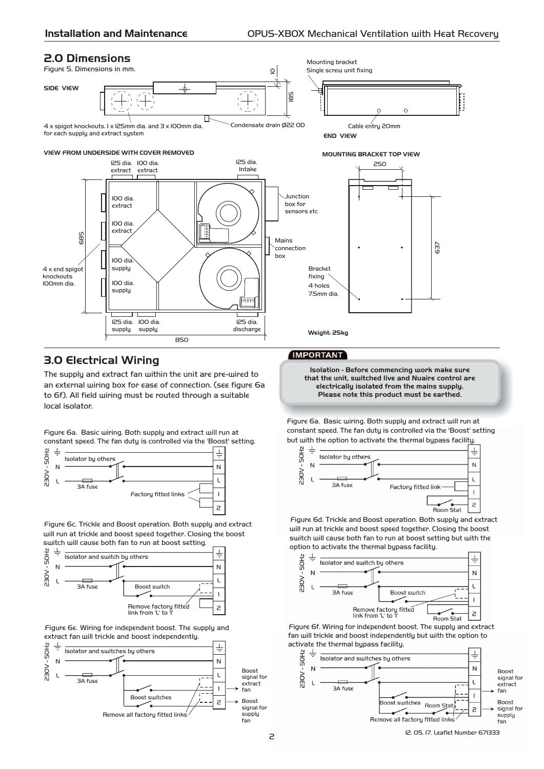## 2.0 Dimensions

Figure 5. Dimensions in mm.

SIDE VIEW

4 x spigot knockouts. 1 x 125mm dia. and 3 x 100mm dia. for each supply and extract system

Condensate drain Ø22 OD

Mounting bracket
Single screw unit fixing

Cable entry 20mm

END VIEW

VIEW FROM UNDERSIDE WITH COVER REMOVED

MOUNTING BRACKET TOP VIEW

Junction box for sensors etc

Mains connection box

4 x end spigot knockouts 100mm dia.

Bracket fixing
4 holes
7.5mm dia.

Weight: 25kg

## 3.0 Electrical Wiring

The supply and extract fan within the unit are pre-wired to an external wiring box for ease of connection. (see figure 6a to 6f). All field wiring must be routed through a suitable local isolator.

**IMPORTANT**

**Isolation - Before commencing work make sure that the unit, switched live and Nuaire control are electrically isolated from the mains supply. Please note this product must be earthed.**

Figure 6a. Basic wiring. Both supply and extract will run at constant speed. The fan duty is controlled via the 'Boost' setting.

Figure 6a. Basic wiring. Both supply and extract will run at constant speed. The fan duty is controlled via the 'Boost' setting but with the option to activate the thermal bypass facility.

Figure 6c. Trickle and Boost operation. Both supply and extract will run at trickle and boost speed together. Closing the boost switch will cause both fan to run at boost setting.

Figure 6d. Trickle and Boost operation. Both supply and extract will run at trickle and boost speed together. Closing the boost switch will cause both fan to run at boost setting but with the option to activate the thermal bypass facility.

Figure 6e. Wiring for independent boost. The supply and extract fan will trickle and boost independently.

Figure 6f. Wiring for independent boost. The supply and extract fan will trickle and boost independently but with the option to activate the thermal bypass facility.

12. 05. 17. Leaflet Number 671333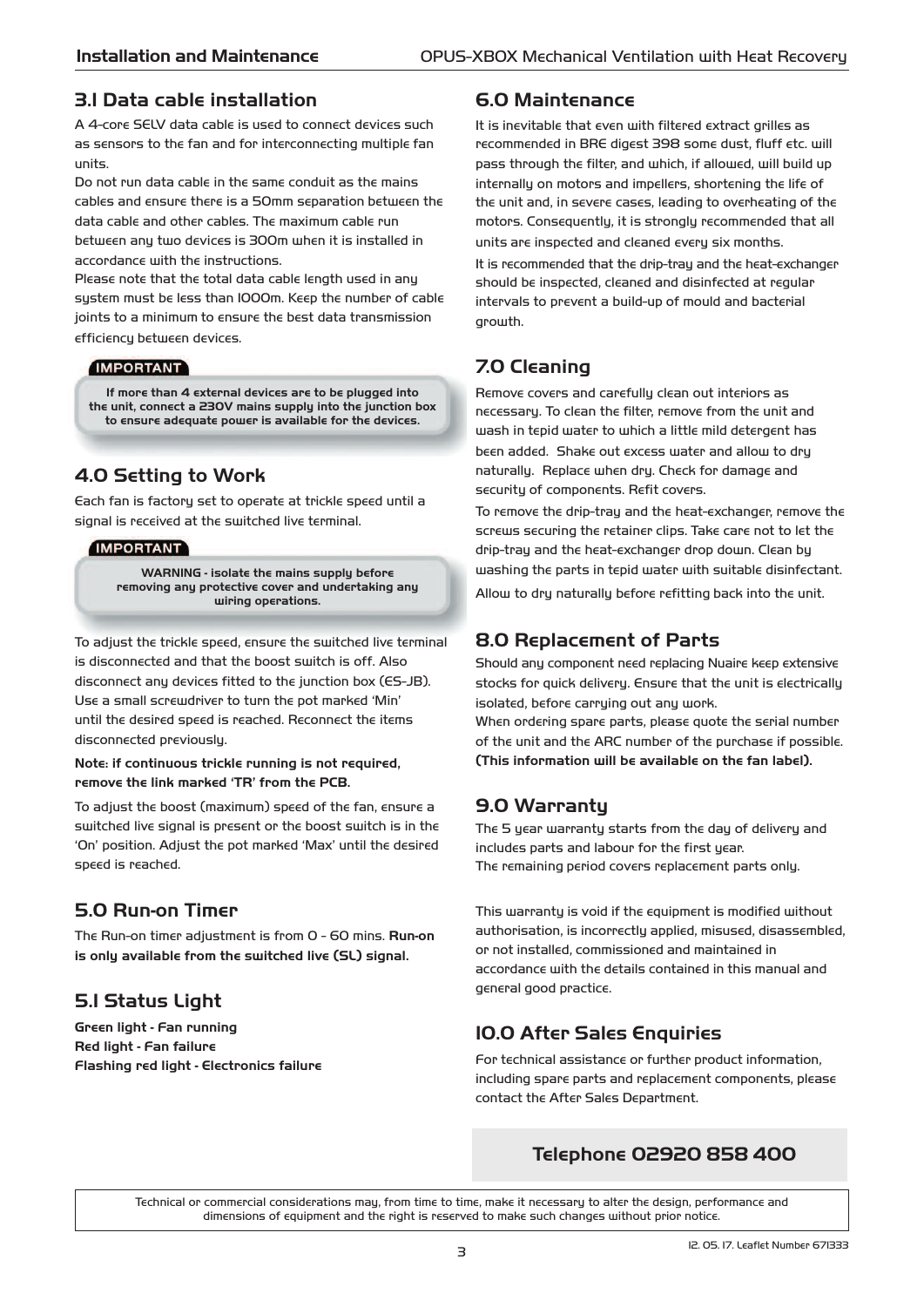## 3.1 Data cable installation

A 4-core SELV data cable is used to connect devices such as sensors to the fan and for interconnecting multiple fan units.

Do not run data cable in the same conduit as the mains cables and ensure there is a 50mm separation between the data cable and other cables. The maximum cable run between any two devices is 300m when it is installed in accordance with the instructions.

Please note that the total data cable length used in any system must be less than 1000m. Keep the number of cable joints to a minimum to ensure the best data transmission efficiency between devices.

**IMPORTANT**

**If more than 4 external devices are to be plugged into the unit, connect a 230V mains supply into the junction box to ensure adequate power is available for the devices.**

## 4.0 Setting to Work

Each fan is factory set to operate at trickle speed until a signal is received at the switched live terminal.

**IMPORTANT**

**WARNING - isolate the mains supply before removing any protective cover and undertaking any wiring operations.**

To adjust the trickle speed, ensure the switched live terminal is disconnected and that the boost switch is off. Also disconnect any devices fitted to the junction box (ES-JB). Use a small screwdriver to turn the pot marked 'Min' until the desired speed is reached. Reconnect the items disconnected previously.

**Note: if continuous trickle running is not required, remove the link marked 'TR' from the PCB.**

To adjust the boost (maximum) speed of the fan, ensure a switched live signal is present or the boost switch is in the 'On' position. Adjust the pot marked 'Max' until the desired speed is reached.

## 5.0 Run-on Timer

The Run-on timer adjustment is from 0 - 60 mins. **Run-on is only available from the switched live (SL) signal.**

## 5.1 Status Light

**Green light - Fan running**
**Red light - Fan failure**
**Flashing red light - Electronics failure**

## 6.0 Maintenance

It is inevitable that even with filtered extract grilles as recommended in BRE digest 398 some dust, fluff etc. will pass through the filter, and which, if allowed, will build up internally on motors and impellers, shortening the life of the unit and, in severe cases, leading to overheating of the motors. Consequently, it is strongly recommended that all units are inspected and cleaned every six months.

It is recommended that the drip-tray and the heat-exchanger should be inspected, cleaned and disinfected at regular intervals to prevent a build-up of mould and bacterial growth.

## 7.0 Cleaning

Remove covers and carefully clean out interiors as necessary. To clean the filter, remove from the unit and wash in tepid water to which a little mild detergent has been added. Shake out excess water and allow to dry naturally. Replace when dry. Check for damage and security of components. Refit covers.

To remove the drip-tray and the heat-exchanger, remove the screws securing the retainer clips. Take care not to let the drip-tray and the heat-exchanger drop down. Clean by washing the parts in tepid water with suitable disinfectant. Allow to dry naturally before refitting back into the unit.

## 8.0 Replacement of Parts

Should any component need replacing Nuaire keep extensive stocks for quick delivery. Ensure that the unit is electrically isolated, before carrying out any work.

When ordering spare parts, please quote the serial number of the unit and the ARC number of the purchase if possible. **(This information will be available on the fan label).**

## 9.0 Warranty

The 5 year warranty starts from the day of delivery and includes parts and labour for the first year.

The remaining period covers replacement parts only.

This warranty is void if the equipment is modified without authorisation, is incorrectly applied, misused, disassembled, or not installed, commissioned and maintained in accordance with the details contained in this manual and general good practice.

## 10.0 After Sales Enquiries

For technical assistance or further product information, including spare parts and replacement components, please contact the After Sales Department.

**Telephone 02920 858 400**

Technical or commercial considerations may, from time to time, make it necessary to alter the design, performance and dimensions of equipment and the right is reserved to make such changes without prior notice.

12. 05. 17. Leaflet Number 671333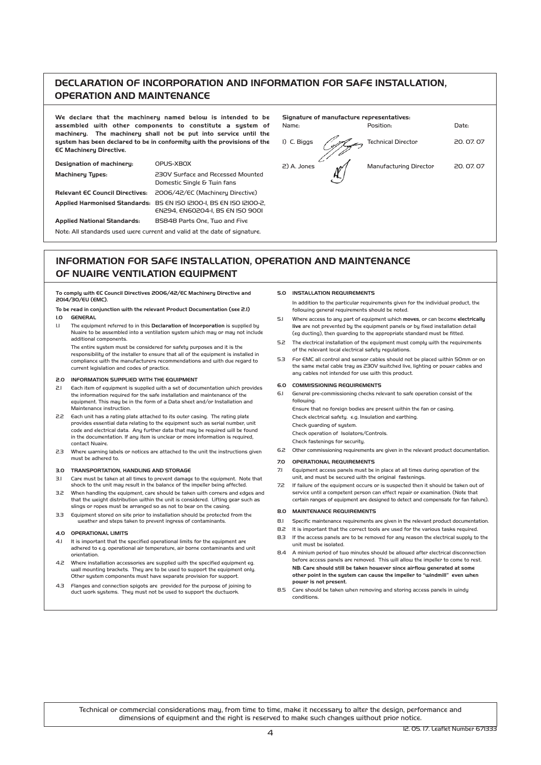## DECLARATION OF INCORPORATION AND INFORMATION FOR SAFE INSTALLATION, OPERATION AND MAINTENANCE

**We declare that the machinery named below is intended to be assembled with other components to constitute a system of machinery. The machinery shall not be put into service until the system has been declared to be in conformity with the provisions of the EC Machinery Directive.**

| | |
|---|---|
| **Designation of machinery:** | OPUS-XBOX |
| **Machinery Types:** | 230V Surface and Recessed Mounted Domestic Single & Twin fans |
| **Relevant EC Council Directives:** | 2006/42/EC (Machinery Directive) |
| **Applied Harmonised Standards:** | BS EN ISO 12100-1, BS EN ISO 12100-2, EN294, EN60204-1, BS EN ISO 9001 |
| **Applied National Standards:** | BS848 Parts One, Two and Five |

Note: All standards used were current and valid at the date of signature.

**Signature of manufacture representatives:**

| Name: | Position: | Date: |
|---|---|---|
| 1) C. Biggs | Technical Director | 20. 07. 07 |
| 2) A. Jones | Manufacturing Director | 20. 07. 07 |

## INFORMATION FOR SAFE INSTALLATION, OPERATION AND MAINTENANCE OF NUAIRE VENTILATION EQUIPMENT

**To comply with EC Council Directives 2006/42/EC Machinery Directive and 2014/30/EU (EMC).**

**To be read in conjunction with the relevant Product Documentation (see 2.1)**

**1.0 GENERAL**

1.1 The equipment referred to in this **Declaration of Incorporation** is supplied by Nuaire to be assembled into a ventilation system which may or may not include additional components.

The entire system must be considered for safety purposes and it is the responsibility of the installer to ensure that all of the equipment is installed in compliance with the manufacturers recommendations and with due regard to current legislation and codes of practice.

**2.0 INFORMATION SUPPLIED WITH THE EQUIPMENT**

2.1 Each item of equipment is supplied with a set of documentation which provides the information required for the safe installation and maintenance of the equipment. This may be in the form of a Data sheet and/or Installation and Maintenance instruction.

2.2 Each unit has a rating plate attached to its outer casing. The rating plate provides essential data relating to the equipment such as serial number, unit code and electrical data. Any further data that may be required will be found in the documentation. If any item is unclear or more information is required, contact Nuaire.

2.3 Where warning labels or notices are attached to the unit the instructions given must be adhered to.

**3.0 TRANSPORTATION, HANDLING AND STORAGE**

3.1 Care must be taken at all times to prevent damage to the equipment. Note that shock to the unit may result in the balance of the impeller being affected.

3.2 When handling the equipment, care should be taken with corners and edges and that the weight distribution within the unit is considered. Lifting gear such as slings or ropes must be arranged so as not to bear on the casing.

3.3 Equipment stored on site prior to installation should be protected from the weather and steps taken to prevent ingress of contaminants.

**4.0 OPERATIONAL LIMITS**

4.1 It is important that the specified operational limits for the equipment are adhered to e.g. operational air temperature, air borne contaminants and unit orientation.

4.2 Where installation accessories are supplied with the specified equipment eg. wall mounting brackets. They are to be used to support the equipment only. Other system components must have separate provision for support.

4.3 Flanges and connection spigots are provided for the purpose of joining to duct work systems. They must not be used to support the ductwork.

**5.0 INSTALLATION REQUIREMENTS**

In addition to the particular requirements given for the individual product, the following general requirements should be noted.

5.1 Where access to any part of equipment which **moves**, or can become **electrically live** are not prevented by the equipment panels or by fixed installation detail (eg ducting), then guarding to the appropriate standard must be fitted.

5.2 The electrical installation of the equipment must comply with the requirements of the relevant local electrical safety regulations.

5.3 For EMC all control and sensor cables should not be placed within 50mm or on the same metal cable tray as 230V switched live, lighting or power cables and any cables not intended for use with this product.

**6.0 COMMISSIONING REQUIREMENTS**

6.1 General pre-commissioning checks relevant to safe operation consist of the following:

Ensure that no foreign bodies are present within the fan or casing.
Check electrical safety. e.g. Insulation and earthing.
Check guarding of system.
Check operation of Isolators/Controls.
Check fastenings for security.

6.2 Other commissioning requirements are given in the relevant product documentation.

**7.0 OPERATIONAL REQUIREMENTS**

7.1 Equipment access panels must be in place at all times during operation of the unit, and must be secured with the original fastenings.

7.2 If failure of the equipment occurs or is suspected then it should be taken out of service until a competent person can effect repair or examination. (Note that certain ranges of equipment are designed to detect and compensate for fan failure).

**8.0 MAINTENANCE REQUIREMENTS**

8.1 Specific maintenance requirements are given in the relevant product documentation.

8.2 It is important that the correct tools are used for the various tasks required.

8.3 If the access panels are to be removed for any reason the electrical supply to the unit must be isolated.

8.4 A minium period of two minutes should be allowed after electrical disconnection before access panels are removed. This will allow the impeller to come to rest.
**NB: Care should still be taken however since airflow generated at some other point in the system can cause the impeller to "windmill" even when power is not present.**

8.5 Care should be taken when removing and storing access panels in windy conditions.

Technical or commercial considerations may, from time to time, make it necessary to alter the design, performance and dimensions of equipment and the right is reserved to make such changes without prior notice.

12. 05. 17. Leaflet Number 671333